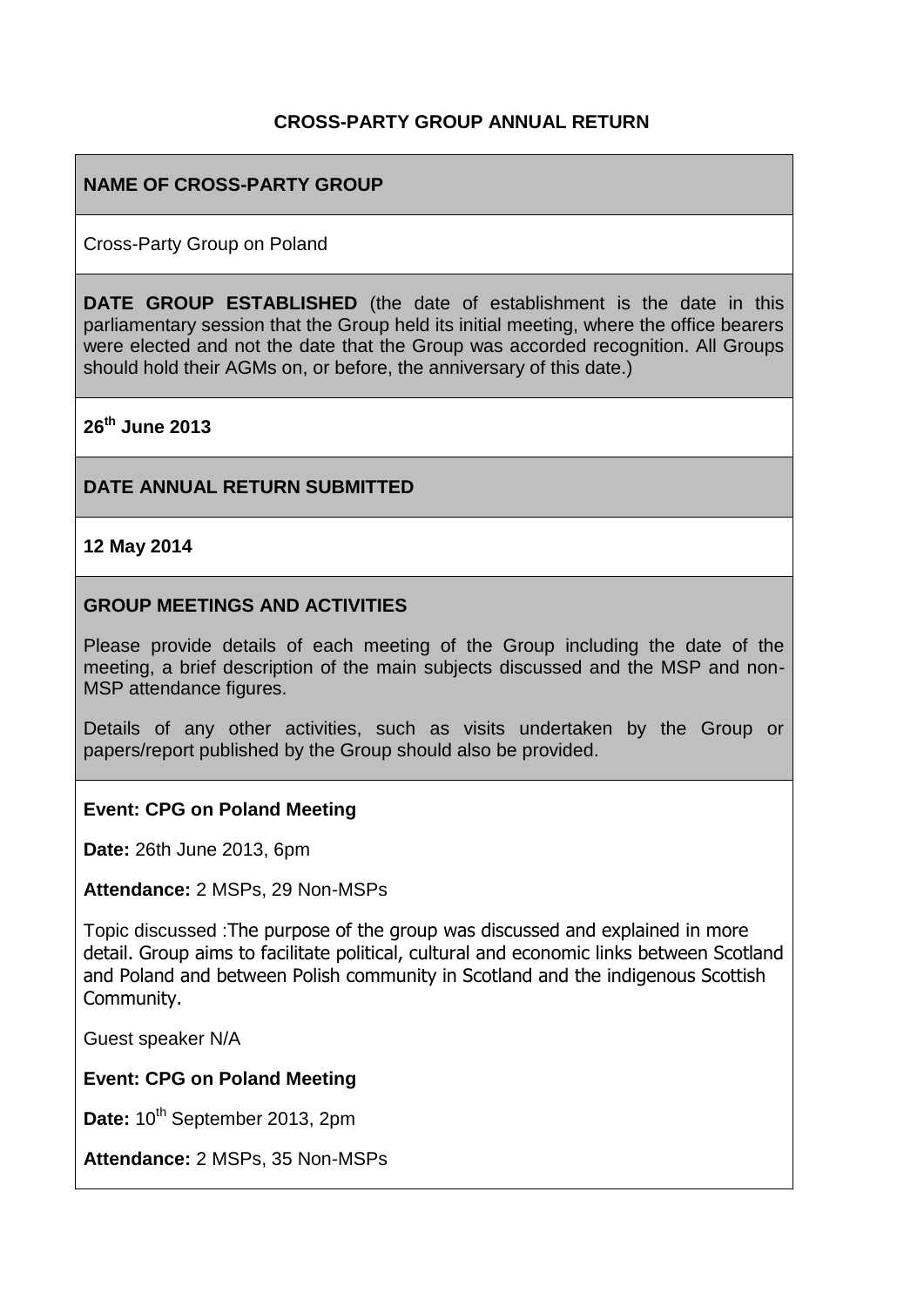# CROSS-PARTY GROUP ANNUAL RETURN

## NAME OF CROSS-PARTY GROUP

Cross-Party Group on Poland

## DATE GROUP ESTABLISHED

**DATE GROUP ESTABLISHED** (the date of establishment is the date in this parliamentary session that the Group held its initial meeting, where the office bearers were elected and not the date that the Group was accorded recognition. All Groups should hold their AGMs on, or before, the anniversary of this date.)

**26th June 2013**

## DATE ANNUAL RETURN SUBMITTED

**12 May 2014**

## GROUP MEETINGS AND ACTIVITIES

Please provide details of each meeting of the Group including the date of the meeting, a brief description of the main subjects discussed and the MSP and non-MSP attendance figures.

Details of any other activities, such as visits undertaken by the Group or papers/report published by the Group should also be provided.

**Event: CPG on Poland Meeting**

**Date:** 26th June 2013, 6pm

**Attendance:** 2 MSPs, 29 Non-MSPs

Topic discussed :The purpose of the group was discussed and explained in more detail. Group aims to facilitate political, cultural and economic links between Scotland and Poland and between Polish community in Scotland and the indigenous Scottish Community.

Guest speaker N/A

**Event: CPG on Poland Meeting**

**Date:** 10th September 2013, 2pm

**Attendance:** 2 MSPs, 35 Non-MSPs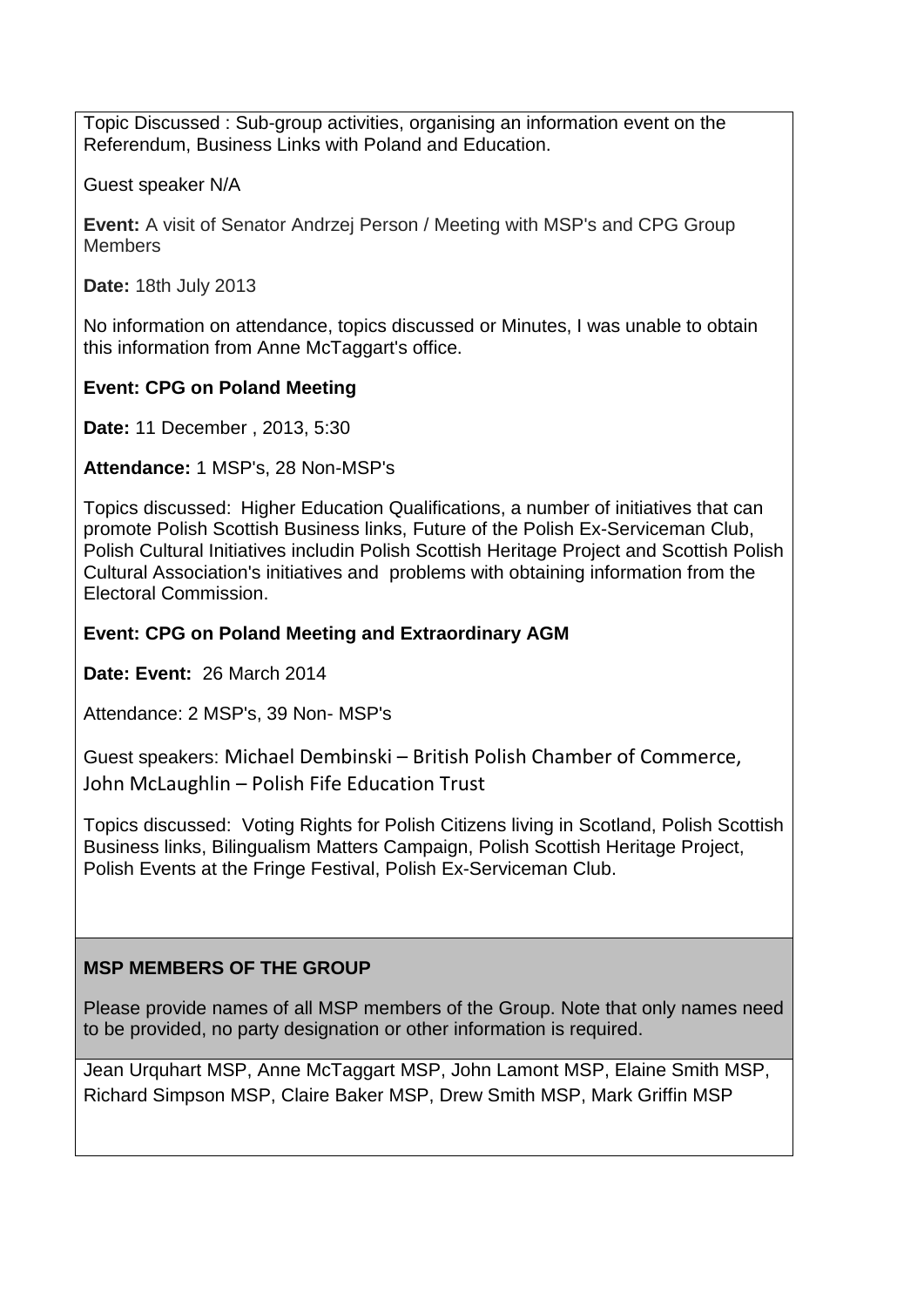Topic Discussed : Sub-group activities, organising an information event on the Referendum, Business Links with Poland and Education.

Guest speaker N/A

**Event:** A visit of Senator Andrzej Person / Meeting with MSP's and CPG Group Members

**Date:** 18th July 2013

No information on attendance, topics discussed or Minutes, I was unable to obtain this information from Anne McTaggart's office.

**Event: CPG on Poland Meeting**

**Date:** 11 December , 2013, 5:30

**Attendance:** 1 MSP's, 28 Non-MSP's

Topics discussed: Higher Education Qualifications, a number of initiatives that can promote Polish Scottish Business links, Future of the Polish Ex-Serviceman Club, Polish Cultural Initiatives includin Polish Scottish Heritage Project and Scottish Polish Cultural Association's initiatives and problems with obtaining information from the Electoral Commission.

**Event: CPG on Poland Meeting and Extraordinary AGM**

**Date: Event:** 26 March 2014

Attendance: 2 MSP's, 39 Non- MSP's

Guest speakers: Michael Dembinski – British Polish Chamber of Commerce, John McLaughlin – Polish Fife Education Trust

Topics discussed: Voting Rights for Polish Citizens living in Scotland, Polish Scottish Business links, Bilingualism Matters Campaign, Polish Scottish Heritage Project, Polish Events at the Fringe Festival, Polish Ex-Serviceman Club.

**MSP MEMBERS OF THE GROUP**

Please provide names of all MSP members of the Group. Note that only names need to be provided, no party designation or other information is required.

Jean Urquhart MSP, Anne McTaggart MSP, John Lamont MSP, Elaine Smith MSP, Richard Simpson MSP, Claire Baker MSP, Drew Smith MSP, Mark Griffin MSP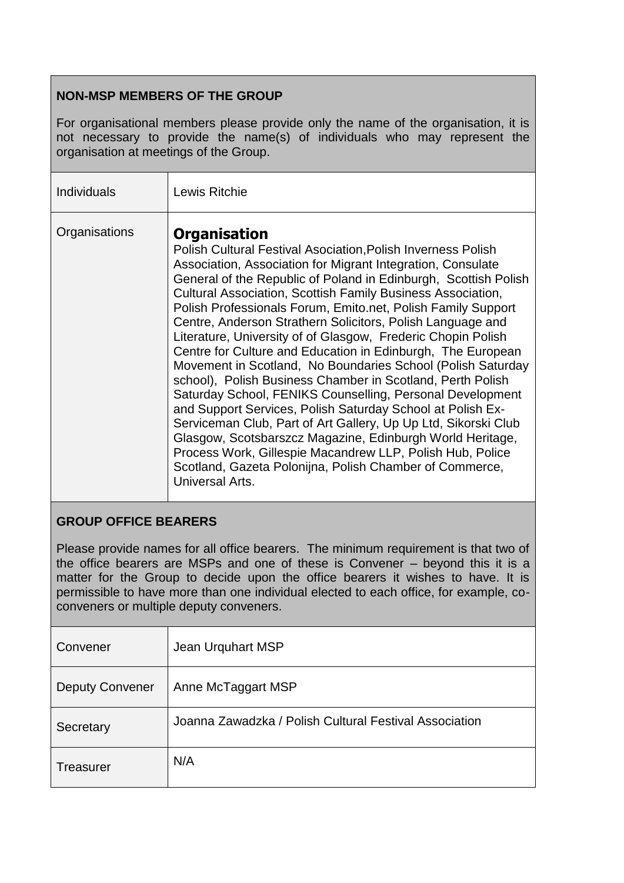## NON-MSP MEMBERS OF THE GROUP

For organisational members please provide only the name of the organisation, it is not necessary to provide the name(s) of individuals who may represent the organisation at meetings of the Group.

| | |
|---|---|
| Individuals | Lewis Ritchie |
| Organisations | **Organisation** Polish Cultural Festival Asociation,Polish Inverness Polish Association, Association for Migrant Integration, Consulate General of the Republic of Poland in Edinburgh, Scottish Polish Cultural Association, Scottish Family Business Association, Polish Professionals Forum, Emito.net, Polish Family Support Centre, Anderson Strathern Solicitors, Polish Language and Literature, University of of Glasgow, Frederic Chopin Polish Centre for Culture and Education in Edinburgh, The European Movement in Scotland, No Boundaries School (Polish Saturday school), Polish Business Chamber in Scotland, Perth Polish Saturday School, FENIKS Counselling, Personal Development and Support Services, Polish Saturday School at Polish Ex-Serviceman Club, Part of Art Gallery, Up Up Ltd, Sikorski Club Glasgow, Scotsbarszcz Magazine, Edinburgh World Heritage, Process Work, Gillespie Macandrew LLP, Polish Hub, Police Scotland, Gazeta Polonijna, Polish Chamber of Commerce, Universal Arts. |

## GROUP OFFICE BEARERS

Please provide names for all office bearers. The minimum requirement is that two of the office bearers are MSPs and one of these is Convener – beyond this it is a matter for the Group to decide upon the office bearers it wishes to have. It is permissible to have more than one individual elected to each office, for example, co-conveners or multiple deputy conveners.

| | |
|---|---|
| Convener | Jean Urquhart MSP |
| Deputy Convener | Anne McTaggart MSP |
| Secretary | Joanna Zawadzka / Polish Cultural Festival Association |
| Treasurer | N/A |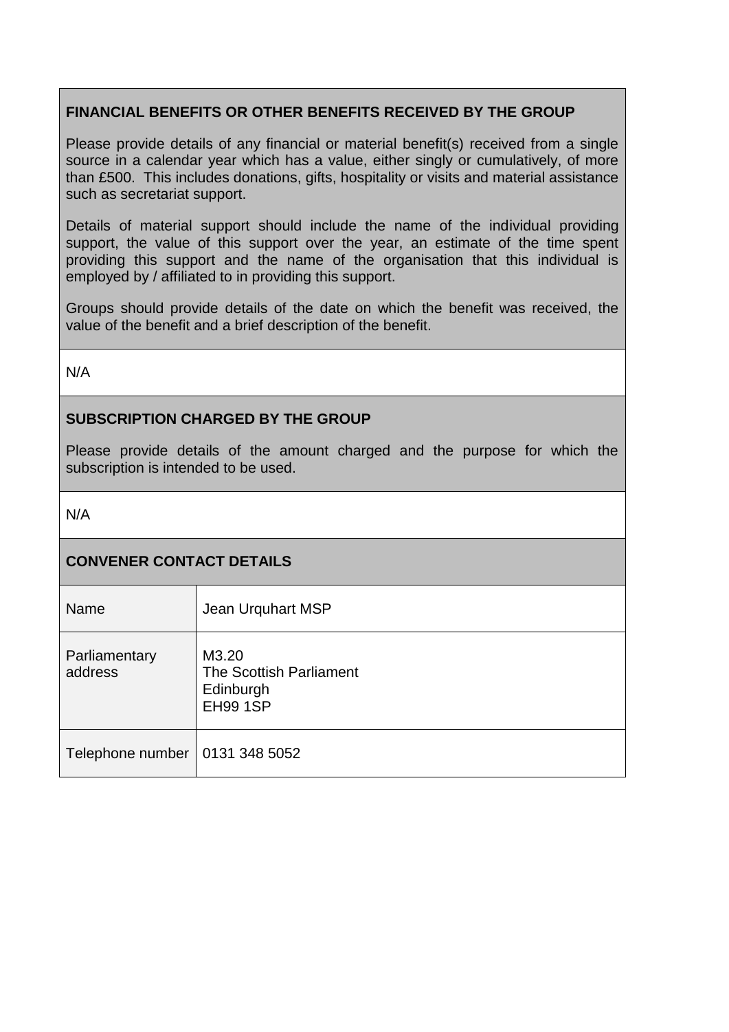## FINANCIAL BENEFITS OR OTHER BENEFITS RECEIVED BY THE GROUP

Please provide details of any financial or material benefit(s) received from a single source in a calendar year which has a value, either singly or cumulatively, of more than £500. This includes donations, gifts, hospitality or visits and material assistance such as secretariat support.

Details of material support should include the name of the individual providing support, the value of this support over the year, an estimate of the time spent providing this support and the name of the organisation that this individual is employed by / affiliated to in providing this support.

Groups should provide details of the date on which the benefit was received, the value of the benefit and a brief description of the benefit.

N/A

## SUBSCRIPTION CHARGED BY THE GROUP

Please provide details of the amount charged and the purpose for which the subscription is intended to be used.

N/A

## CONVENER CONTACT DETAILS

| | |
|---|---|
| Name | Jean Urquhart MSP |
| Parliamentary address | M3.20<br>The Scottish Parliament<br>Edinburgh<br>EH99 1SP |
| Telephone number | 0131 348 5052 |